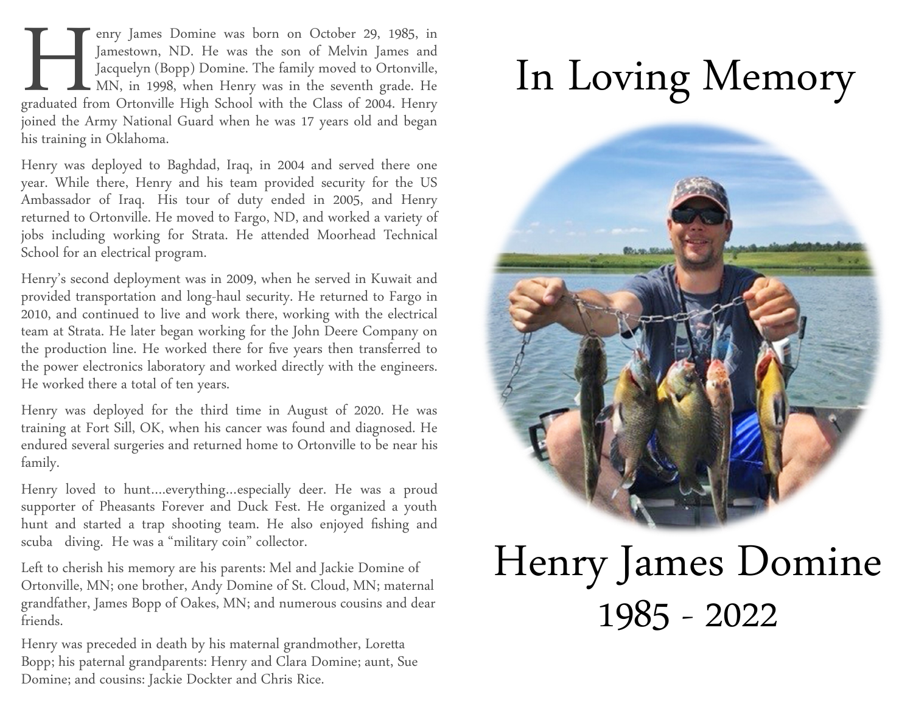Henry James Domine was born on October 29, 1985, in Jamestown, ND. He was the son of Melvin James and Jacquelyn (Bopp) Domine. The family moved to Ortonville, MN, in 1998, when Henry was in the seventh grade. He graduated from Ortonville High School with the Class of 2004. Henry joined the Army National Guard when he was 17 years old and began his training in Oklahoma.

Henry was deployed to Baghdad, Iraq, in 2004 and served there one year. While there, Henry and his team provided security for the US Ambassador of Iraq. His tour of duty ended in 2005, and Henry returned to Ortonville. He moved to Fargo, ND, and worked a variety of jobs including working for Strata. He attended Moorhead Technical School for an electrical program.

Henry's second deployment was in 2009, when he served in Kuwait and provided transportation and long-haul security. He returned to Fargo in 2010, and continued to live and work there, working with the electrical team at Strata. He later began working for the John Deere Company on the production line. He worked there for five years then transferred to the power electronics laboratory and worked directly with the engineers. He worked there a total of ten years.

Henry was deployed for the third time in August of 2020. He was training at Fort Sill, OK, when his cancer was found and diagnosed. He endured several surgeries and returned home to Ortonville to be near his family.

Henry loved to hunt....everything...especially deer. He was a proud supporter of Pheasants Forever and Duck Fest. He organized a youth hunt and started a trap shooting team. He also enjoyed fishing and scuba diving. He was a "military coin" collector.

Left to cherish his memory are his parents: Mel and Jackie Domine of Ortonville, MN; one brother, Andy Domine of St. Cloud, MN; maternal grandfather, James Bopp of Oakes, MN; and numerous cousins and dear friends.

Henry was preceded in death by his maternal grandmother, Loretta Bopp; his paternal grandparents: Henry and Clara Domine; aunt, Sue Domine; and cousins: Jackie Dockter and Chris Rice.

# In Loving Memory

# Henry James Domine

## 1985 - 2022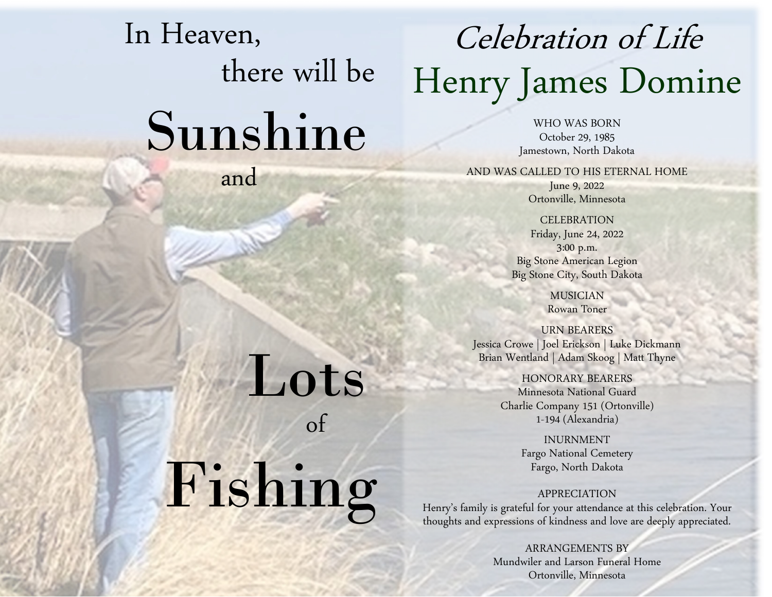In Heaven, there will be **Sunshine** and **Lots** of **Fishing**

# *Celebration of Life*

# Henry James Domine

WHO WAS BORN
October 29, 1985
Jamestown, North Dakota

AND WAS CALLED TO HIS ETERNAL HOME
June 9, 2022
Ortonville, Minnesota

CELEBRATION
Friday, June 24, 2022
3:00 p.m.
Big Stone American Legion
Big Stone City, South Dakota

MUSICIAN
Rowan Toner

URN BEARERS
Jessica Crowe | Joel Erickson | Luke Dickmann
Brian Wentland | Adam Skoog | Matt Thyne

HONORARY BEARERS
Minnesota National Guard
Charlie Company 151 (Ortonville)
1-194 (Alexandria)

INURNMENT
Fargo National Cemetery
Fargo, North Dakota

APPRECIATION
Henry's family is grateful for your attendance at this celebration. Your thoughts and expressions of kindness and love are deeply appreciated.

ARRANGEMENTS BY
Mundwiler and Larson Funeral Home
Ortonville, Minnesota